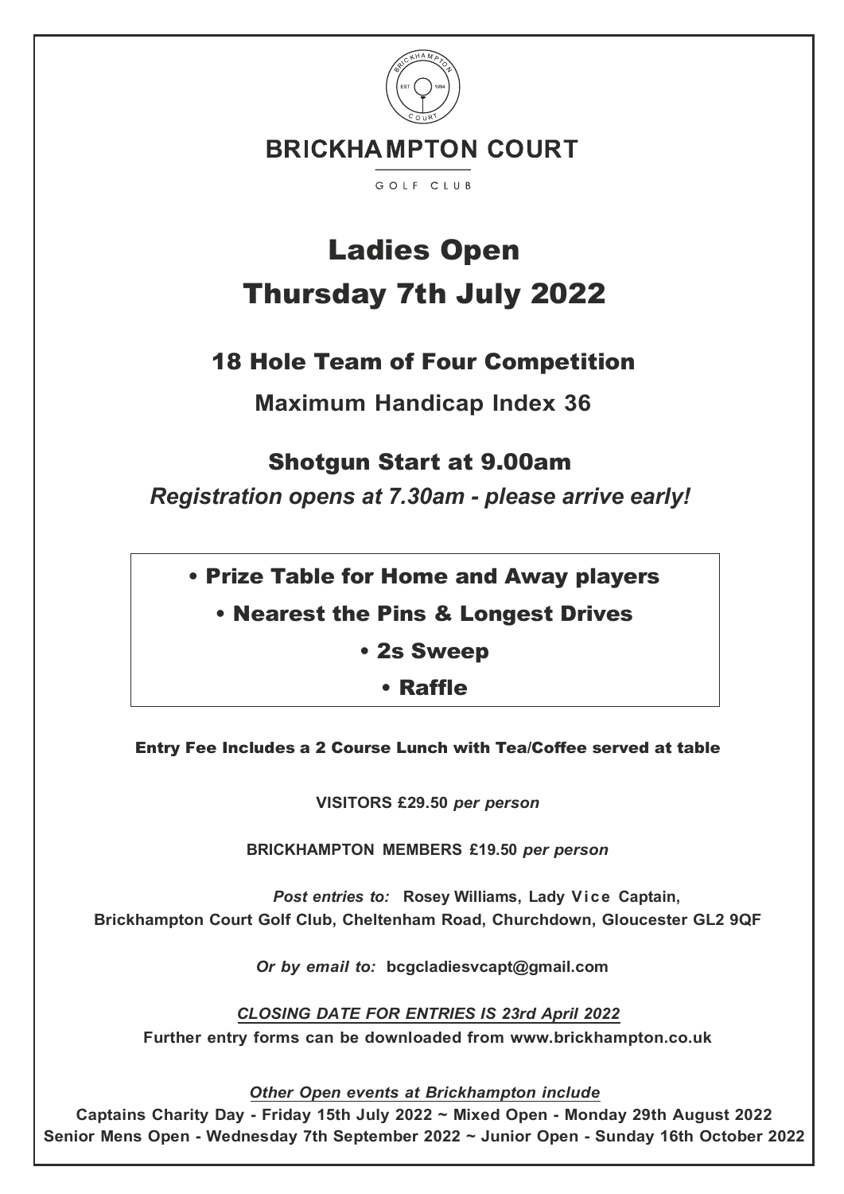# BRICKHAMPTON COURT

GOLF CLUB

# Ladies Open

# Thursday 7th July 2022

## 18 Hole Team of Four Competition

**Maximum Handicap Index 36**

## Shotgun Start at 9.00am

***Registration opens at 7.30am - please arrive early!***

- Prize Table for Home and Away players
- Nearest the Pins & Longest Drives
- 2s Sweep
- Raffle

**Entry Fee Includes a 2 Course Lunch with Tea/Coffee served at table**

**VISITORS £29.50** ***per person***

**BRICKHAMPTON MEMBERS £19.50** ***per person***

***Post entries to:*** **Rosey Williams, Lady Vice Captain, Brickhampton Court Golf Club, Cheltenham Road, Churchdown, Gloucester GL2 9QF**

***Or by email to:*** **bcgcladiesvcapt@gmail.com**

***CLOSING DATE FOR ENTRIES IS 23rd April 2022***

**Further entry forms can be downloaded from www.brickhampton.co.uk**

***Other Open events at Brickhampton include***

**Captains Charity Day - Friday 15th July 2022 ~ Mixed Open - Monday 29th August 2022**
**Senior Mens Open - Wednesday 7th September 2022 ~ Junior Open - Sunday 16th October 2022**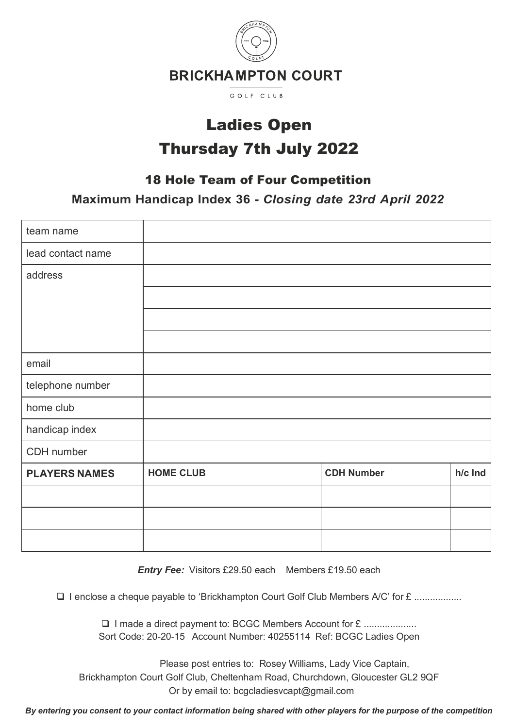BRICKHAMPTON COURT

GOLF CLUB

# Ladies Open

# Thursday 7th July 2022

### 18 Hole Team of Four Competition

**Maximum Handicap Index 36 -** ***Closing date 23rd April 2022***

| | | | |
|---|---|---|---|
| team name | | | |
| lead contact name | | | |
| address | | | |
| | | | |
| | | | |
| | | | |
| email | | | |
| telephone number | | | |
| home club | | | |
| handicap index | | | |
| CDH number | | | |
| **PLAYERS NAMES** | **HOME CLUB** | **CDH Number** | **h/c Ind** |
| | | | |
| | | | |
| | | | |

***Entry Fee:*** Visitors £29.50 each Members £19.50 each

❑ I enclose a cheque payable to 'Brickhampton Court Golf Club Members A/C' for £ ..................

❑ I made a direct payment to: BCGC Members Account for £ ....................
Sort Code: 20-20-15 Account Number: 40255114 Ref: BCGC Ladies Open

Please post entries to: Rosey Williams, Lady Vice Captain,
Brickhampton Court Golf Club, Cheltenham Road, Churchdown, Gloucester GL2 9QF
Or by email to: bcgcladiesvcapt@gmail.com

***By entering you consent to your contact information being shared with other players for the purpose of the competition***